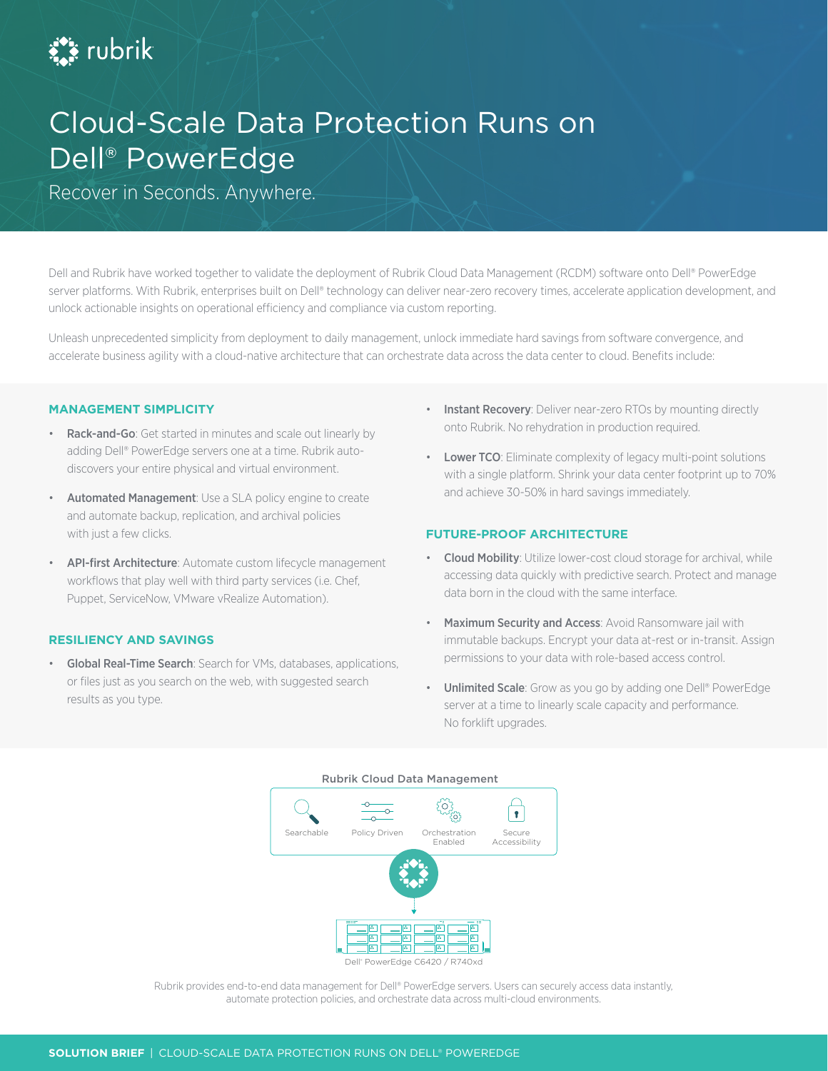# Cloud-Scale Data Protection Runs on Dell® PowerEdge

Recover in Seconds. Anywhere.

Dell and Rubrik have worked together to validate the deployment of Rubrik Cloud Data Management (RCDM) software onto Dell® PowerEdge server platforms. With Rubrik, enterprises built on Dell® technology can deliver near-zero recovery times, accelerate application development, and unlock actionable insights on operational efficiency and compliance via custom reporting.

Unleash unprecedented simplicity from deployment to daily management, unlock immediate hard savings from software convergence, and accelerate business agility with a cloud-native architecture that can orchestrate data across the data center to cloud. Benefits include:

## MANAGEMENT SIMPLICITY

- **Rack-and-Go**: Get started in minutes and scale out linearly by adding Dell® PowerEdge servers one at a time. Rubrik auto-discovers your entire physical and virtual environment.
- **Automated Management**: Use a SLA policy engine to create and automate backup, replication, and archival policies with just a few clicks.
- **API-first Architecture**: Automate custom lifecycle management workflows that play well with third party services (i.e. Chef, Puppet, ServiceNow, VMware vRealize Automation).

## RESILIENCY AND SAVINGS

- **Global Real-Time Search**: Search for VMs, databases, applications, or files just as you search on the web, with suggested search results as you type.
- **Instant Recovery**: Deliver near-zero RTOs by mounting directly onto Rubrik. No rehydration in production required.
- **Lower TCO**: Eliminate complexity of legacy multi-point solutions with a single platform. Shrink your data center footprint up to 70% and achieve 30-50% in hard savings immediately.

## FUTURE-PROOF ARCHITECTURE

- **Cloud Mobility**: Utilize lower-cost cloud storage for archival, while accessing data quickly with predictive search. Protect and manage data born in the cloud with the same interface.
- **Maximum Security and Access**: Avoid Ransomware jail with immutable backups. Encrypt your data at-rest or in-transit. Assign permissions to your data with role-based access control.
- **Unlimited Scale**: Grow as you go by adding one Dell® PowerEdge server at a time to linearly scale capacity and performance. No forklift upgrades.

Rubrik Cloud Data Management

Searchable | Policy Driven | Orchestration Enabled | Secure Accessibility

Dell® PowerEdge C6420 / R740xd

Rubrik provides end-to-end data management for Dell® PowerEdge servers. Users can securely access data instantly, automate protection policies, and orchestrate data across multi-cloud environments.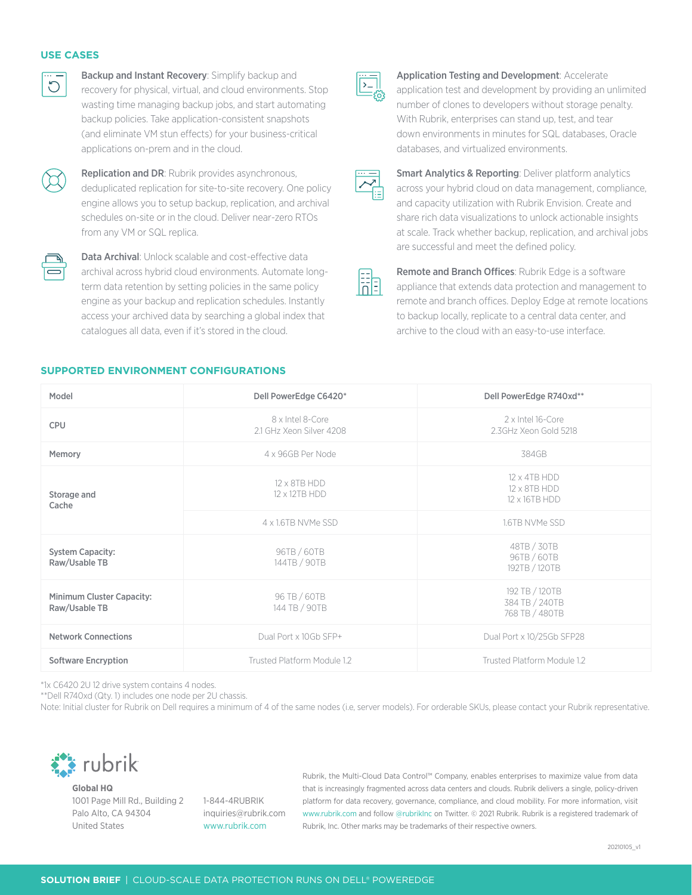## USE CASES

**Backup and Instant Recovery**: Simplify backup and recovery for physical, virtual, and cloud environments. Stop wasting time managing backup jobs, and start automating backup policies. Take application-consistent snapshots (and eliminate VM stun effects) for your business-critical applications on-prem and in the cloud.

**Replication and DR**: Rubrik provides asynchronous, deduplicated replication for site-to-site recovery. One policy engine allows you to setup backup, replication, and archival schedules on-site or in the cloud. Deliver near-zero RTOs from any VM or SQL replica.

**Data Archival**: Unlock scalable and cost-effective data archival across hybrid cloud environments. Automate long-term data retention by setting policies in the same policy engine as your backup and replication schedules. Instantly access your archived data by searching a global index that catalogues all data, even if it's stored in the cloud.

**Application Testing and Development**: Accelerate application test and development by providing an unlimited number of clones to developers without storage penalty. With Rubrik, enterprises can stand up, test, and tear down environments in minutes for SQL databases, Oracle databases, and virtualized environments.

**Smart Analytics & Reporting**: Deliver platform analytics across your hybrid cloud on data management, compliance, and capacity utilization with Rubrik Envision. Create and share rich data visualizations to unlock actionable insights at scale. Track whether backup, replication, and archival jobs are successful and meet the defined policy.

**Remote and Branch Offices**: Rubrik Edge is a software appliance that extends data protection and management to remote and branch offices. Deploy Edge at remote locations to backup locally, replicate to a central data center, and archive to the cloud with an easy-to-use interface.

## SUPPORTED ENVIRONMENT CONFIGURATIONS

| Model | Dell PowerEdge C6420* | Dell PowerEdge R740xd** |
|---|---|---|
| CPU | 8 x Intel 8-Core<br>2.1 GHz Xeon Silver 4208 | 2 x Intel 16-Core<br>2.3GHz Xeon Gold 5218 |
| Memory | 4 x 96GB Per Node | 384GB |
| Storage and Cache | 12 x 8TB HDD<br>12 x 12TB HDD | 12 x 4TB HDD<br>12 x 8TB HDD<br>12 x 16TB HDD |
| | 4 x 1.6TB NVMe SSD | 1.6TB NVMe SSD |
| System Capacity: Raw/Usable TB | 96TB / 60TB<br>144TB / 90TB | 48TB / 30TB<br>96TB / 60TB<br>192TB / 120TB |
| Minimum Cluster Capacity: Raw/Usable TB | 96 TB / 60TB<br>144 TB / 90TB | 192 TB / 120TB<br>384 TB / 240TB<br>768 TB / 480TB |
| Network Connections | Dual Port x 10Gb SFP+ | Dual Port x 10/25Gb SFP28 |
| Software Encryption | Trusted Platform Module 1.2 | Trusted Platform Module 1.2 |

*1x C6420 2U 12 drive system contains 4 nodes.
**Dell R740xd (Qty. 1) includes one node per 2U chassis.
Note: Initial cluster for Rubrik on Dell requires a minimum of 4 of the same nodes (i.e, server models). For orderable SKUs, please contact your Rubrik representative.

rubrik

**Global HQ**
1001 Page Mill Rd., Building 2
Palo Alto, CA 94304
United States

1-844-4RUBRIK
inquiries@rubrik.com
www.rubrik.com

Rubrik, the Multi-Cloud Data Control™ Company, enables enterprises to maximize value from data that is increasingly fragmented across data centers and clouds. Rubrik delivers a single, policy-driven platform for data recovery, governance, compliance, and cloud mobility. For more information, visit www.rubrik.com and follow @rubrikInc on Twitter. © 2021 Rubrik. Rubrik is a registered trademark of Rubrik, Inc. Other marks may be trademarks of their respective owners.

20210105_v1